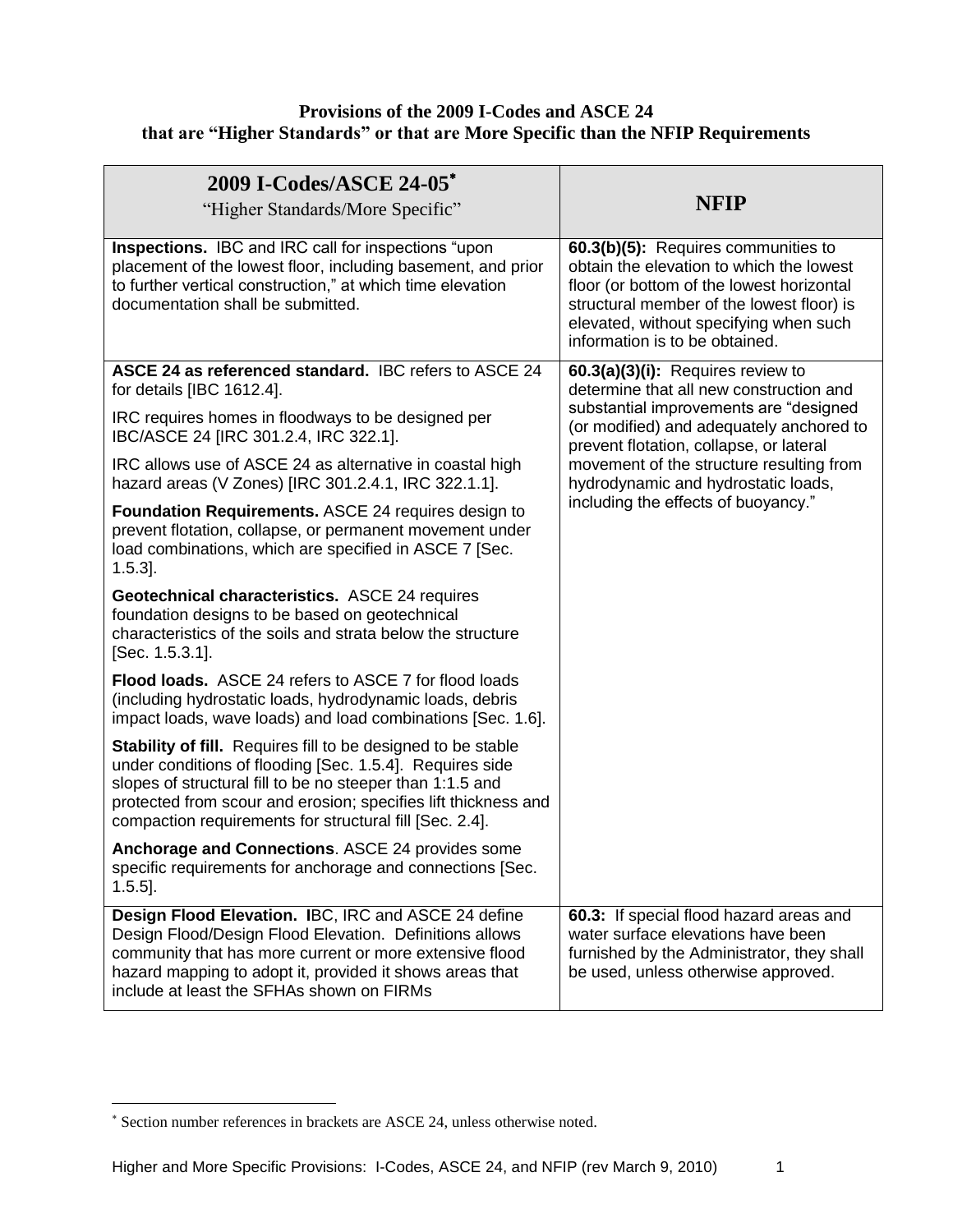# Provisions of the 2009 I-Codes and ASCE 24 that are "Higher Standards" or that are More Specific than the NFIP Requirements

| **2009 I-Codes/ASCE 24-05*** "Higher Standards/More Specific" | **NFIP** |
|---|---|
| **Inspections.** IBC and IRC call for inspections "upon placement of the lowest floor, including basement, and prior to further vertical construction," at which time elevation documentation shall be submitted. | **60.3(b)(5):** Requires communities to obtain the elevation to which the lowest floor (or bottom of the lowest horizontal structural member of the lowest floor) is elevated, without specifying when such information is to be obtained. |
| **ASCE 24 as referenced standard.** IBC refers to ASCE 24 for details [IBC 1612.4].<br><br>IRC requires homes in floodways to be designed per IBC/ASCE 24 [IRC 301.2.4, IRC 322.1].<br><br>IRC allows use of ASCE 24 as alternative in coastal high hazard areas (V Zones) [IRC 301.2.4.1, IRC 322.1.1].<br><br>**Foundation Requirements.** ASCE 24 requires design to prevent flotation, collapse, or permanent movement under load combinations, which are specified in ASCE 7 [Sec. 1.5.3].<br><br>**Geotechnical characteristics.** ASCE 24 requires foundation designs to be based on geotechnical characteristics of the soils and strata below the structure [Sec. 1.5.3.1].<br><br>**Flood loads.** ASCE 24 refers to ASCE 7 for flood loads (including hydrostatic loads, hydrodynamic loads, debris impact loads, wave loads) and load combinations [Sec. 1.6].<br><br>**Stability of fill.** Requires fill to be designed to be stable under conditions of flooding [Sec. 1.5.4]. Requires side slopes of structural fill to be no steeper than 1:1.5 and protected from scour and erosion; specifies lift thickness and compaction requirements for structural fill [Sec. 2.4].<br><br>**Anchorage and Connections**. ASCE 24 provides some specific requirements for anchorage and connections [Sec. 1.5.5]. | **60.3(a)(3)(i):** Requires review to determine that all new construction and substantial improvements are "designed (or modified) and adequately anchored to prevent flotation, collapse, or lateral movement of the structure resulting from hydrodynamic and hydrostatic loads, including the effects of buoyancy." |
| **Design Flood Elevation.** IBC, IRC and ASCE 24 define Design Flood/Design Flood Elevation. Definitions allows community that has more current or more extensive flood hazard mapping to adopt it, provided it shows areas that include at least the SFHAs shown on FIRMs | **60.3:** If special flood hazard areas and water surface elevations have been furnished by the Administrator, they shall be used, unless otherwise approved. |

* Section number references in brackets are ASCE 24, unless otherwise noted.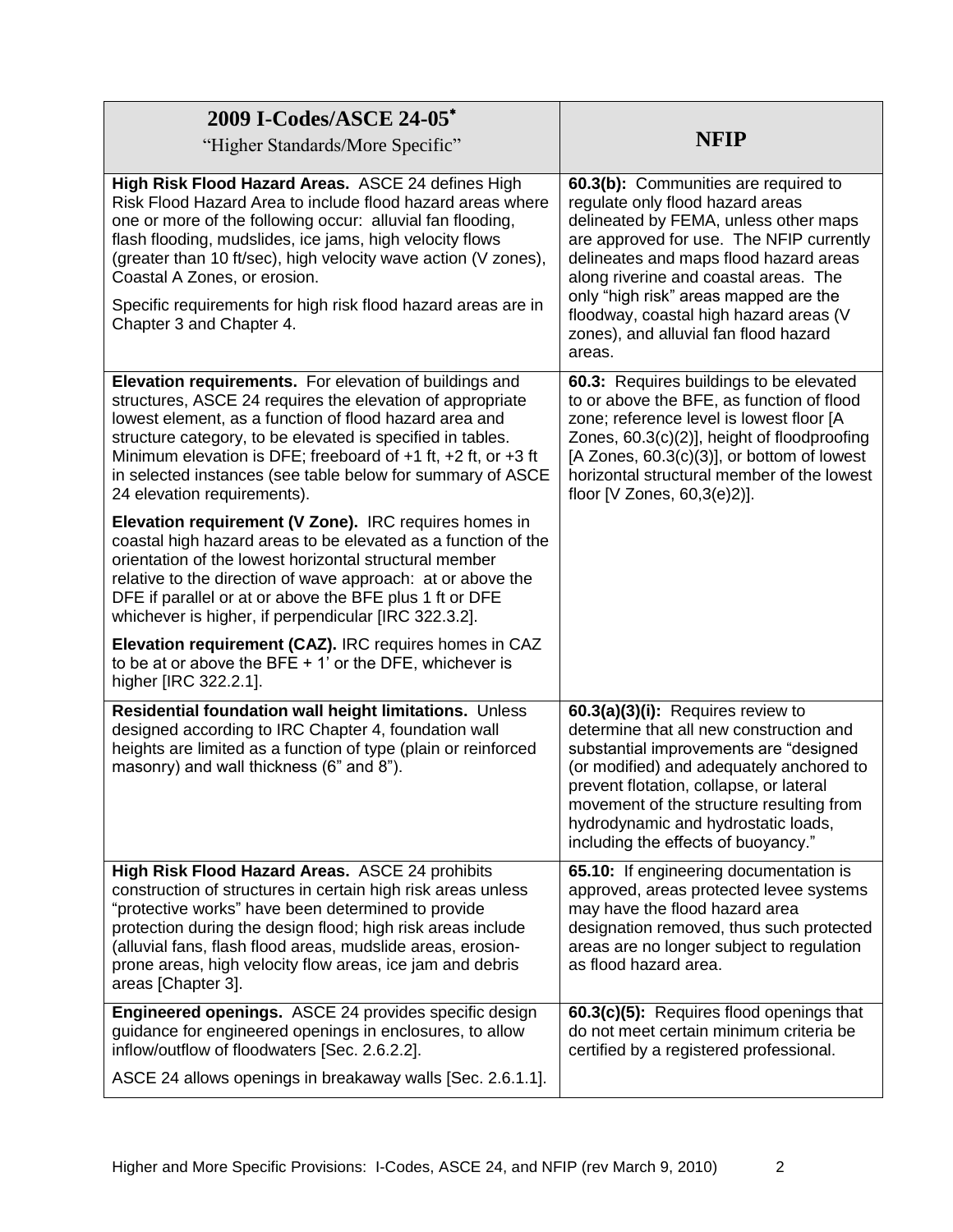| **2009 I-Codes/ASCE 24-05*** "Higher Standards/More Specific" | **NFIP** |
|---|---|
| **High Risk Flood Hazard Areas.** ASCE 24 defines High Risk Flood Hazard Area to include flood hazard areas where one or more of the following occur: alluvial fan flooding, flash flooding, mudslides, ice jams, high velocity flows (greater than 10 ft/sec), high velocity wave action (V zones), Coastal A Zones, or erosion.<br><br>Specific requirements for high risk flood hazard areas are in Chapter 3 and Chapter 4. | **60.3(b):** Communities are required to regulate only flood hazard areas delineated by FEMA, unless other maps are approved for use. The NFIP currently delineates and maps flood hazard areas along riverine and coastal areas. The only "high risk" areas mapped are the floodway, coastal high hazard areas (V zones), and alluvial fan flood hazard areas. |
| **Elevation requirements.** For elevation of buildings and structures, ASCE 24 requires the elevation of appropriate lowest element, as a function of flood hazard area and structure category, to be elevated is specified in tables. Minimum elevation is DFE; freeboard of +1 ft, +2 ft, or +3 ft in selected instances (see table below for summary of ASCE 24 elevation requirements).<br><br>**Elevation requirement (V Zone).** IRC requires homes in coastal high hazard areas to be elevated as a function of the orientation of the lowest horizontal structural member relative to the direction of wave approach: at or above the DFE if parallel or at or above the BFE plus 1 ft or DFE whichever is higher, if perpendicular [IRC 322.3.2].<br><br>**Elevation requirement (CAZ).** IRC requires homes in CAZ to be at or above the BFE + 1' or the DFE, whichever is higher [IRC 322.2.1]. | **60.3:** Requires buildings to be elevated to or above the BFE, as function of flood zone; reference level is lowest floor [A Zones, 60.3(c)(2)], height of floodproofing [A Zones, 60.3(c)(3)], or bottom of lowest horizontal structural member of the lowest floor [V Zones, 60,3(e)2)]. |
| **Residential foundation wall height limitations.** Unless designed according to IRC Chapter 4, foundation wall heights are limited as a function of type (plain or reinforced masonry) and wall thickness (6" and 8"). | **60.3(a)(3)(i):** Requires review to determine that all new construction and substantial improvements are "designed (or modified) and adequately anchored to prevent flotation, collapse, or lateral movement of the structure resulting from hydrodynamic and hydrostatic loads, including the effects of buoyancy." |
| **High Risk Flood Hazard Areas.** ASCE 24 prohibits construction of structures in certain high risk areas unless "protective works" have been determined to provide protection during the design flood; high risk areas include (alluvial fans, flash flood areas, mudslide areas, erosion-prone areas, high velocity flow areas, ice jam and debris areas [Chapter 3]. | **65.10:** If engineering documentation is approved, areas protected levee systems may have the flood hazard area designation removed, thus such protected areas are no longer subject to regulation as flood hazard area. |
| **Engineered openings.** ASCE 24 provides specific design guidance for engineered openings in enclosures, to allow inflow/outflow of floodwaters [Sec. 2.6.2.2].<br><br>ASCE 24 allows openings in breakaway walls [Sec. 2.6.1.1]. | **60.3(c)(5):** Requires flood openings that do not meet certain minimum criteria be certified by a registered professional. |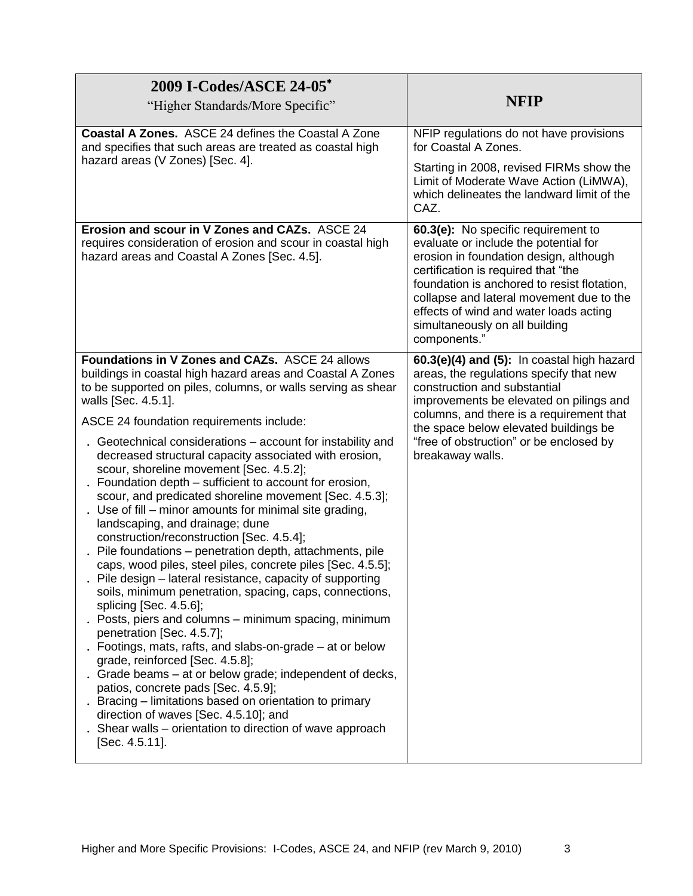| **2009 I-Codes/ASCE 24-05*** "Higher Standards/More Specific" | **NFIP** |
|---|---|
| **Coastal A Zones.** ASCE 24 defines the Coastal A Zone and specifies that such areas are treated as coastal high hazard areas (V Zones) [Sec. 4]. | NFIP regulations do not have provisions for Coastal A Zones.<br><br>Starting in 2008, revised FIRMs show the Limit of Moderate Wave Action (LiMWA), which delineates the landward limit of the CAZ. |
| **Erosion and scour in V Zones and CAZs.** ASCE 24 requires consideration of erosion and scour in coastal high hazard areas and Coastal A Zones [Sec. 4.5]. | **60.3(e):** No specific requirement to evaluate or include the potential for erosion in foundation design, although certification is required that "the foundation is anchored to resist flotation, collapse and lateral movement due to the effects of wind and water loads acting simultaneously on all building components." |
| **Foundations in V Zones and CAZs.** ASCE 24 allows buildings in coastal high hazard areas and Coastal A Zones to be supported on piles, columns, or walls serving as shear walls [Sec. 4.5.1].<br><br>ASCE 24 foundation requirements include:<br>. Geotechnical considerations – account for instability and decreased structural capacity associated with erosion, scour, shoreline movement [Sec. 4.5.2];<br>. Foundation depth – sufficient to account for erosion, scour, and predicated shoreline movement [Sec. 4.5.3];<br>. Use of fill – minor amounts for minimal site grading, landscaping, and drainage; dune construction/reconstruction [Sec. 4.5.4];<br>. Pile foundations – penetration depth, attachments, pile caps, wood piles, steel piles, concrete piles [Sec. 4.5.5];<br>. Pile design – lateral resistance, capacity of supporting soils, minimum penetration, spacing, caps, connections, splicing [Sec. 4.5.6];<br>. Posts, piers and columns – minimum spacing, minimum penetration [Sec. 4.5.7];<br>. Footings, mats, rafts, and slabs-on-grade – at or below grade, reinforced [Sec. 4.5.8];<br>. Grade beams – at or below grade; independent of decks, patios, concrete pads [Sec. 4.5.9];<br>. Bracing – limitations based on orientation to primary direction of waves [Sec. 4.5.10]; and<br>. Shear walls – orientation to direction of wave approach [Sec. 4.5.11]. | **60.3(e)(4) and (5):** In coastal high hazard areas, the regulations specify that new construction and substantial improvements be elevated on pilings and columns, and there is a requirement that the space below elevated buildings be "free of obstruction" or be enclosed by breakaway walls. |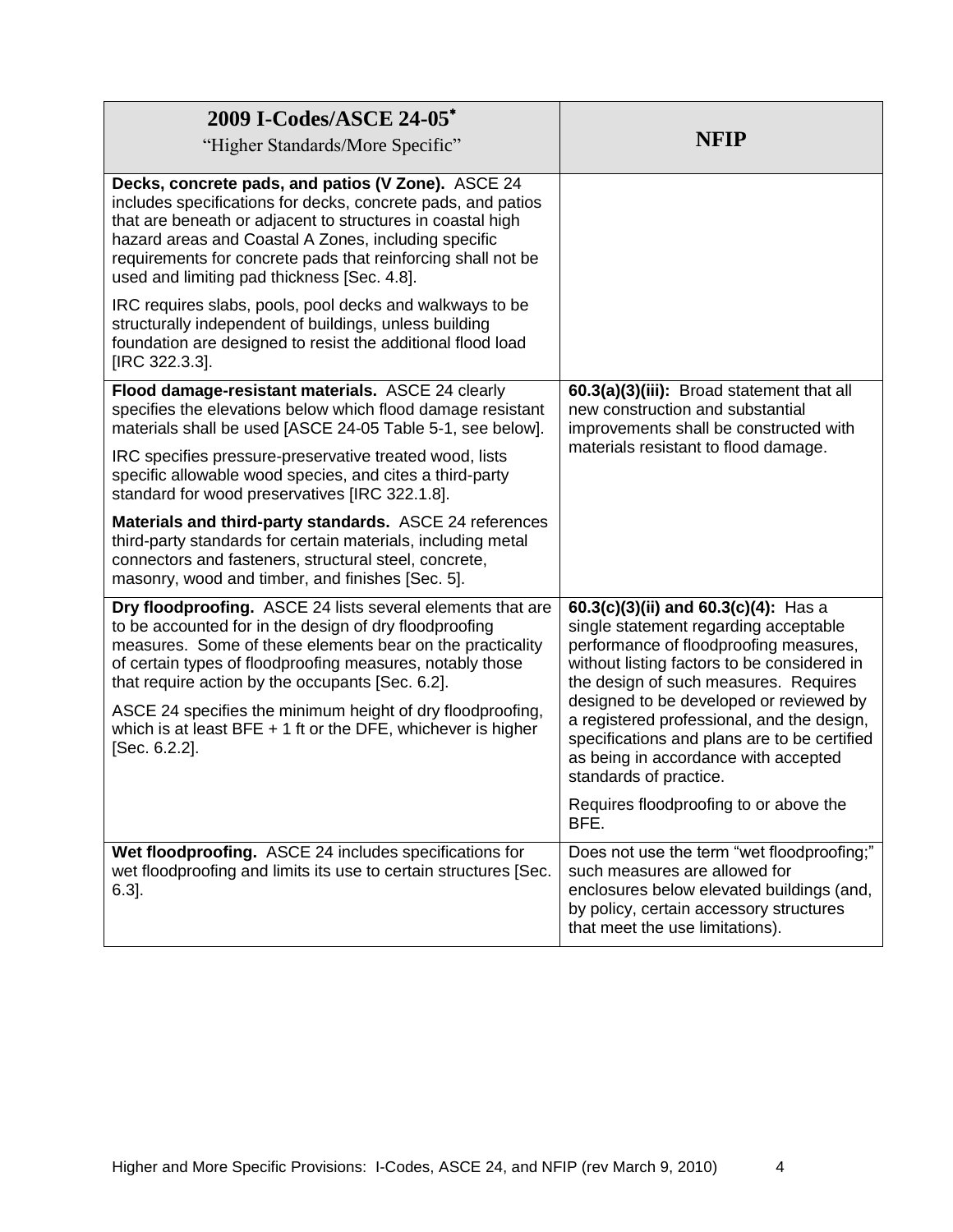| **2009 I-Codes/ASCE 24-05*** "Higher Standards/More Specific" | **NFIP** |
|---|---|
| **Decks, concrete pads, and patios (V Zone).** ASCE 24 includes specifications for decks, concrete pads, and patios that are beneath or adjacent to structures in coastal high hazard areas and Coastal A Zones, including specific requirements for concrete pads that reinforcing shall not be used and limiting pad thickness [Sec. 4.8].<br><br>IRC requires slabs, pools, pool decks and walkways to be structurally independent of buildings, unless building foundation are designed to resist the additional flood load [IRC 322.3.3]. | |
| **Flood damage-resistant materials.** ASCE 24 clearly specifies the elevations below which flood damage resistant materials shall be used [ASCE 24-05 Table 5-1, see below].<br><br>IRC specifies pressure-preservative treated wood, lists specific allowable wood species, and cites a third-party standard for wood preservatives [IRC 322.1.8].<br><br>**Materials and third-party standards.** ASCE 24 references third-party standards for certain materials, including metal connectors and fasteners, structural steel, concrete, masonry, wood and timber, and finishes [Sec. 5]. | **60.3(a)(3)(iii):** Broad statement that all new construction and substantial improvements shall be constructed with materials resistant to flood damage. |
| **Dry floodproofing.** ASCE 24 lists several elements that are to be accounted for in the design of dry floodproofing measures. Some of these elements bear on the practicality of certain types of floodproofing measures, notably those that require action by the occupants [Sec. 6.2].<br><br>ASCE 24 specifies the minimum height of dry floodproofing, which is at least BFE + 1 ft or the DFE, whichever is higher [Sec. 6.2.2]. | **60.3(c)(3)(ii) and 60.3(c)(4):** Has a single statement regarding acceptable performance of floodproofing measures, without listing factors to be considered in the design of such measures. Requires designed to be developed or reviewed by a registered professional, and the design, specifications and plans are to be certified as being in accordance with accepted standards of practice.<br><br>Requires floodproofing to or above the BFE. |
| **Wet floodproofing.** ASCE 24 includes specifications for wet floodproofing and limits its use to certain structures [Sec. 6.3]. | Does not use the term "wet floodproofing;" such measures are allowed for enclosures below elevated buildings (and, by policy, certain accessory structures that meet the use limitations). |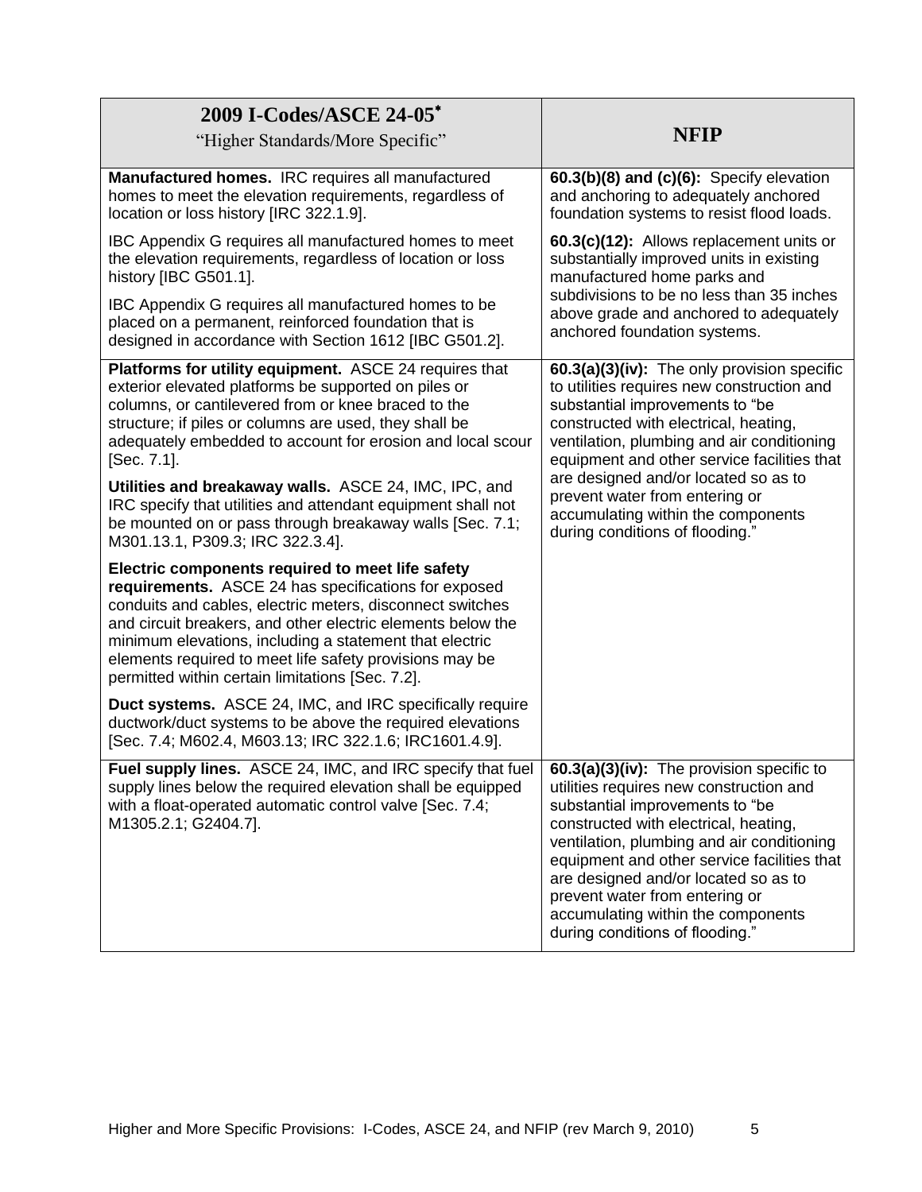| **2009 I-Codes/ASCE 24-05*** "Higher Standards/More Specific" | **NFIP** |
|---|---|
| **Manufactured homes.** IRC requires all manufactured homes to meet the elevation requirements, regardless of location or loss history [IRC 322.1.9].<br><br>IBC Appendix G requires all manufactured homes to meet the elevation requirements, regardless of location or loss history [IBC G501.1].<br><br>IBC Appendix G requires all manufactured homes to be placed on a permanent, reinforced foundation that is designed in accordance with Section 1612 [IBC G501.2]. | **60.3(b)(8) and (c)(6):** Specify elevation and anchoring to adequately anchored foundation systems to resist flood loads.<br><br>**60.3(c)(12):** Allows replacement units or substantially improved units in existing manufactured home parks and subdivisions to be no less than 35 inches above grade and anchored to adequately anchored foundation systems. |
| **Platforms for utility equipment.** ASCE 24 requires that exterior elevated platforms be supported on piles or columns, or cantilevered from or knee braced to the structure; if piles or columns are used, they shall be adequately embedded to account for erosion and local scour [Sec. 7.1].<br><br>**Utilities and breakaway walls.** ASCE 24, IMC, IPC, and IRC specify that utilities and attendant equipment shall not be mounted on or pass through breakaway walls [Sec. 7.1; M301.13.1, P309.3; IRC 322.3.4].<br><br>**Electric components required to meet life safety requirements.** ASCE 24 has specifications for exposed conduits and cables, electric meters, disconnect switches and circuit breakers, and other electric elements below the minimum elevations, including a statement that electric elements required to meet life safety provisions may be permitted within certain limitations [Sec. 7.2].<br><br>**Duct systems.** ASCE 24, IMC, and IRC specifically require ductwork/duct systems to be above the required elevations [Sec. 7.4; M602.4, M603.13; IRC 322.1.6; IRC1601.4.9]. | **60.3(a)(3)(iv):** The only provision specific to utilities requires new construction and substantial improvements to "be constructed with electrical, heating, ventilation, plumbing and air conditioning equipment and other service facilities that are designed and/or located so as to prevent water from entering or accumulating within the components during conditions of flooding." |
| **Fuel supply lines.** ASCE 24, IMC, and IRC specify that fuel supply lines below the required elevation shall be equipped with a float-operated automatic control valve [Sec. 7.4; M1305.2.1; G2404.7]. | **60.3(a)(3)(iv):** The provision specific to utilities requires new construction and substantial improvements to "be constructed with electrical, heating, ventilation, plumbing and air conditioning equipment and other service facilities that are designed and/or located so as to prevent water from entering or accumulating within the components during conditions of flooding." |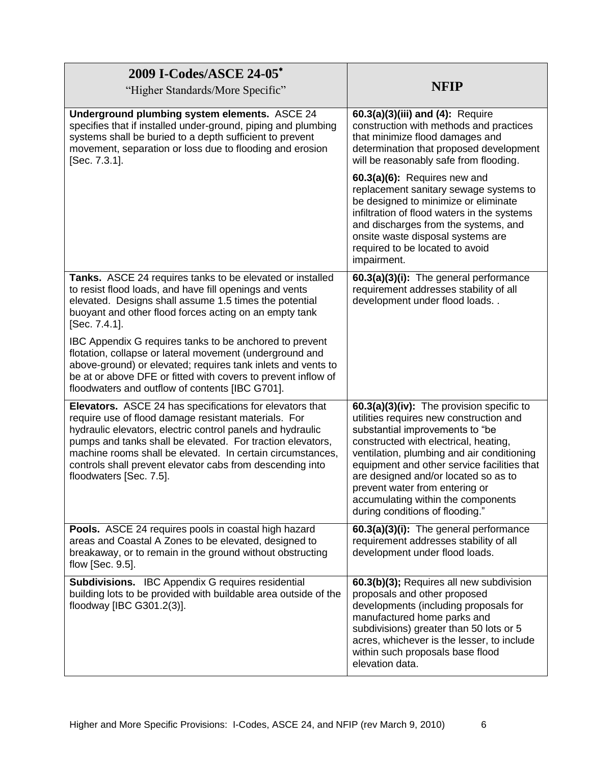| **2009 I-Codes/ASCE 24-05*** "Higher Standards/More Specific" | **NFIP** |
|---|---|
| **Underground plumbing system elements.** ASCE 24 specifies that if installed under-ground, piping and plumbing systems shall be buried to a depth sufficient to prevent movement, separation or loss due to flooding and erosion [Sec. 7.3.1]. | **60.3(a)(3)(iii) and (4):** Require construction with methods and practices that minimize flood damages and determination that proposed development will be reasonably safe from flooding.<br><br>**60.3(a)(6):** Requires new and replacement sanitary sewage systems to be designed to minimize or eliminate infiltration of flood waters in the systems and discharges from the systems, and onsite waste disposal systems are required to be located to avoid impairment. |
| **Tanks.** ASCE 24 requires tanks to be elevated or installed to resist flood loads, and have fill openings and vents elevated. Designs shall assume 1.5 times the potential buoyant and other flood forces acting on an empty tank [Sec. 7.4.1].<br><br>IBC Appendix G requires tanks to be anchored to prevent flotation, collapse or lateral movement (underground and above-ground) or elevated; requires tank inlets and vents to be at or above DFE or fitted with covers to prevent inflow of floodwaters and outflow of contents [IBC G701]. | **60.3(a)(3)(i):** The general performance requirement addresses stability of all development under flood loads. . |
| **Elevators.** ASCE 24 has specifications for elevators that require use of flood damage resistant materials. For hydraulic elevators, electric control panels and hydraulic pumps and tanks shall be elevated. For traction elevators, machine rooms shall be elevated. In certain circumstances, controls shall prevent elevator cabs from descending into floodwaters [Sec. 7.5]. | **60.3(a)(3)(iv):** The provision specific to utilities requires new construction and substantial improvements to "be constructed with electrical, heating, ventilation, plumbing and air conditioning equipment and other service facilities that are designed and/or located so as to prevent water from entering or accumulating within the components during conditions of flooding." |
| **Pools.** ASCE 24 requires pools in coastal high hazard areas and Coastal A Zones to be elevated, designed to breakaway, or to remain in the ground without obstructing flow [Sec. 9.5]. | **60.3(a)(3)(i):** The general performance requirement addresses stability of all development under flood loads. |
| **Subdivisions.** IBC Appendix G requires residential building lots to be provided with buildable area outside of the floodway [IBC G301.2(3)]. | **60.3(b)(3);** Requires all new subdivision proposals and other proposed developments (including proposals for manufactured home parks and subdivisions) greater than 50 lots or 5 acres, whichever is the lesser, to include within such proposals base flood elevation data. |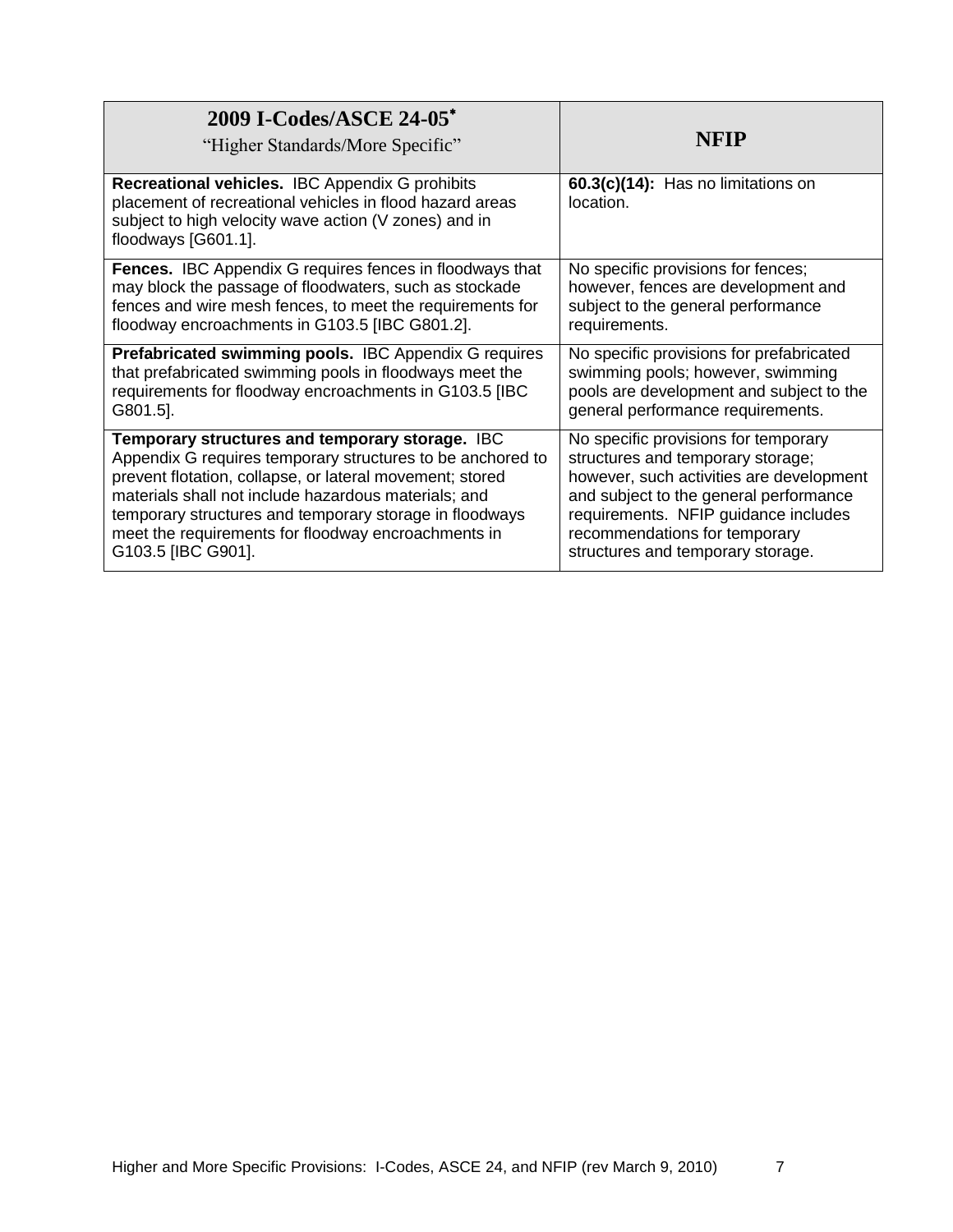| **2009 I-Codes/ASCE 24-05*** "Higher Standards/More Specific" | **NFIP** |
| --- | --- |
| **Recreational vehicles.** IBC Appendix G prohibits placement of recreational vehicles in flood hazard areas subject to high velocity wave action (V zones) and in floodways [G601.1]. | **60.3(c)(14):** Has no limitations on location. |
| **Fences.** IBC Appendix G requires fences in floodways that may block the passage of floodwaters, such as stockade fences and wire mesh fences, to meet the requirements for floodway encroachments in G103.5 [IBC G801.2]. | No specific provisions for fences; however, fences are development and subject to the general performance requirements. |
| **Prefabricated swimming pools.** IBC Appendix G requires that prefabricated swimming pools in floodways meet the requirements for floodway encroachments in G103.5 [IBC G801.5]. | No specific provisions for prefabricated swimming pools; however, swimming pools are development and subject to the general performance requirements. |
| **Temporary structures and temporary storage.** IBC Appendix G requires temporary structures to be anchored to prevent flotation, collapse, or lateral movement; stored materials shall not include hazardous materials; and temporary structures and temporary storage in floodways meet the requirements for floodway encroachments in G103.5 [IBC G901]. | No specific provisions for temporary structures and temporary storage; however, such activities are development and subject to the general performance requirements. NFIP guidance includes recommendations for temporary structures and temporary storage. |